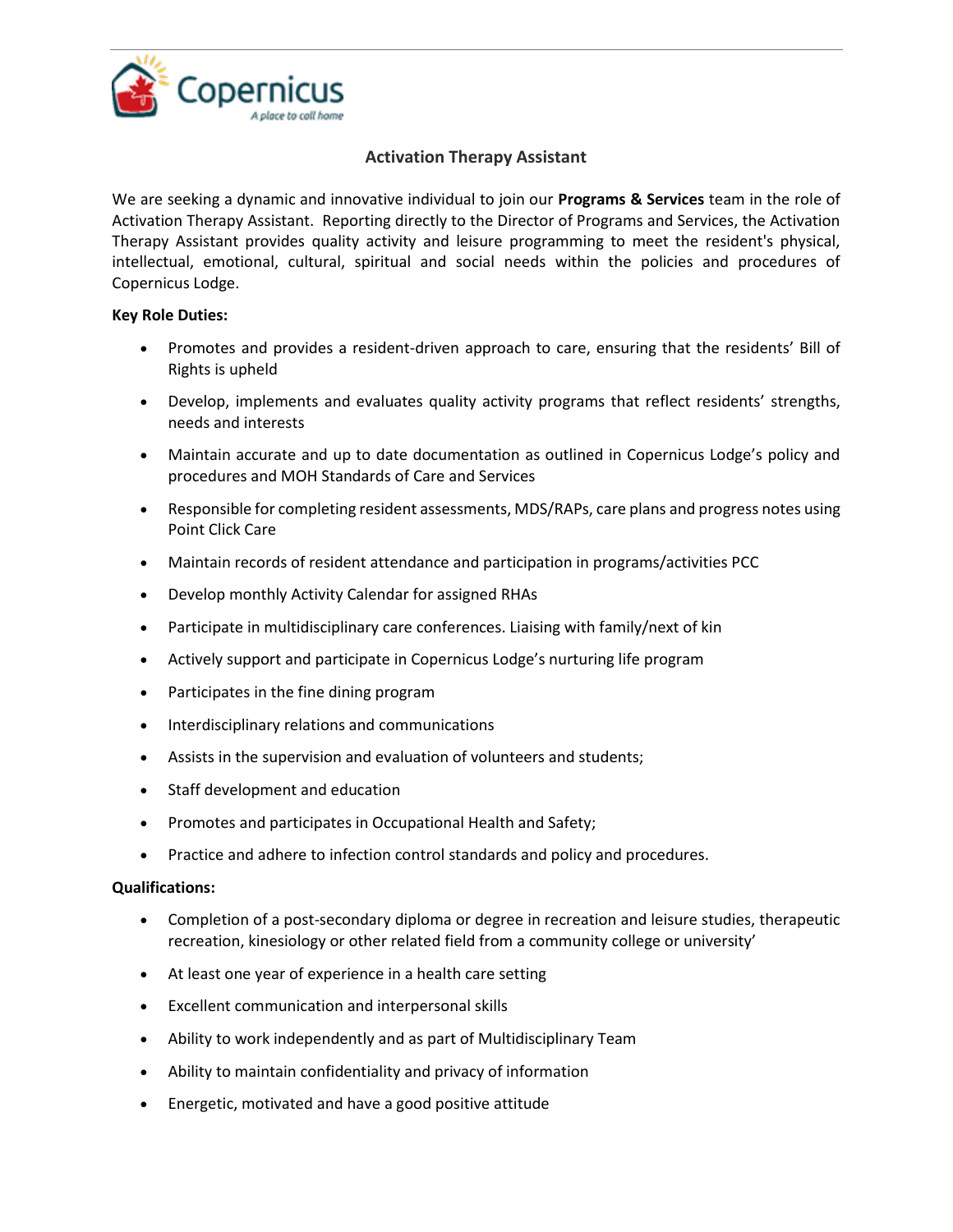Copernicus

*A place to call home*

# Activation Therapy Assistant

We are seeking a dynamic and innovative individual to join our **Programs & Services** team in the role of Activation Therapy Assistant. Reporting directly to the Director of Programs and Services, the Activation Therapy Assistant provides quality activity and leisure programming to meet the resident's physical, intellectual, emotional, cultural, spiritual and social needs within the policies and procedures of Copernicus Lodge.

**Key Role Duties:**

- Promotes and provides a resident-driven approach to care, ensuring that the residents' Bill of Rights is upheld
- Develop, implements and evaluates quality activity programs that reflect residents' strengths, needs and interests
- Maintain accurate and up to date documentation as outlined in Copernicus Lodge's policy and procedures and MOH Standards of Care and Services
- Responsible for completing resident assessments, MDS/RAPs, care plans and progress notes using Point Click Care
- Maintain records of resident attendance and participation in programs/activities PCC
- Develop monthly Activity Calendar for assigned RHAs
- Participate in multidisciplinary care conferences. Liaising with family/next of kin
- Actively support and participate in Copernicus Lodge's nurturing life program
- Participates in the fine dining program
- Interdisciplinary relations and communications
- Assists in the supervision and evaluation of volunteers and students;
- Staff development and education
- Promotes and participates in Occupational Health and Safety;
- Practice and adhere to infection control standards and policy and procedures.

**Qualifications:**

- Completion of a post-secondary diploma or degree in recreation and leisure studies, therapeutic recreation, kinesiology or other related field from a community college or university'
- At least one year of experience in a health care setting
- Excellent communication and interpersonal skills
- Ability to work independently and as part of Multidisciplinary Team
- Ability to maintain confidentiality and privacy of information
- Energetic, motivated and have a good positive attitude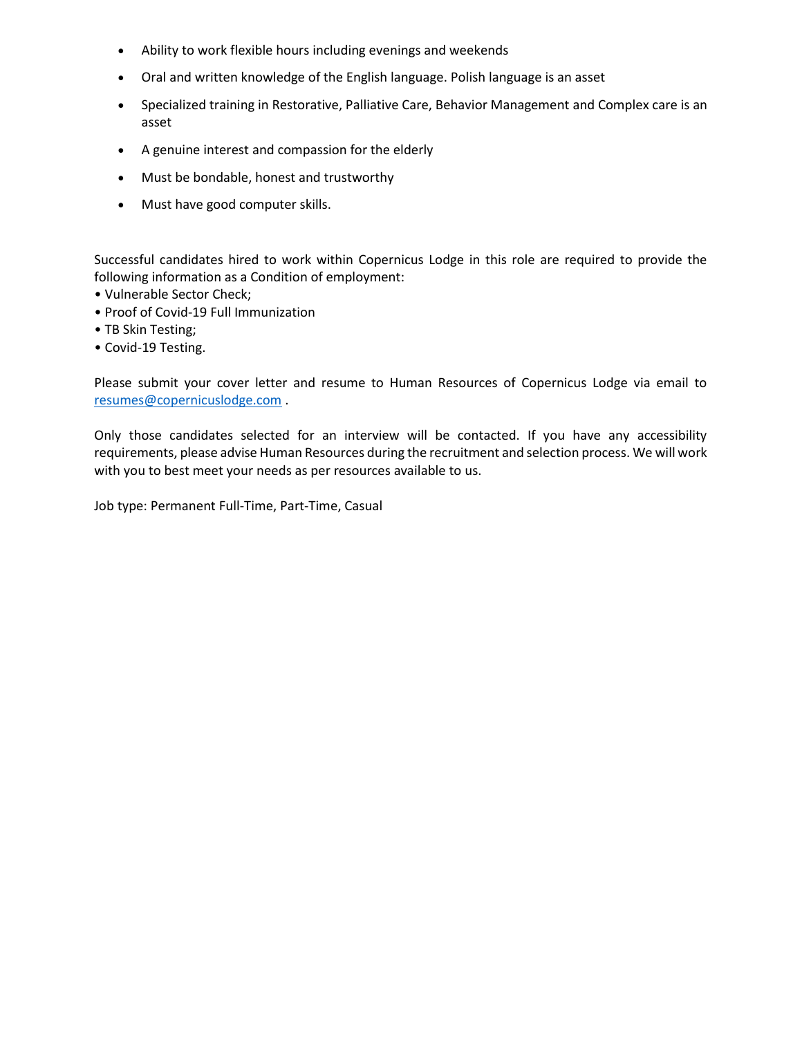- Ability to work flexible hours including evenings and weekends
- Oral and written knowledge of the English language. Polish language is an asset
- Specialized training in Restorative, Palliative Care, Behavior Management and Complex care is an asset
- A genuine interest and compassion for the elderly
- Must be bondable, honest and trustworthy
- Must have good computer skills.

Successful candidates hired to work within Copernicus Lodge in this role are required to provide the following information as a Condition of employment:

- Vulnerable Sector Check;
- Proof of Covid-19 Full Immunization
- TB Skin Testing;
- Covid-19 Testing.

Please submit your cover letter and resume to Human Resources of Copernicus Lodge via email to [resumes@copernicuslodge.com](mailto:resumes@copernicuslodge.com) .

Only those candidates selected for an interview will be contacted. If you have any accessibility requirements, please advise Human Resources during the recruitment and selection process. We will work with you to best meet your needs as per resources available to us.

Job type: Permanent Full-Time, Part-Time, Casual